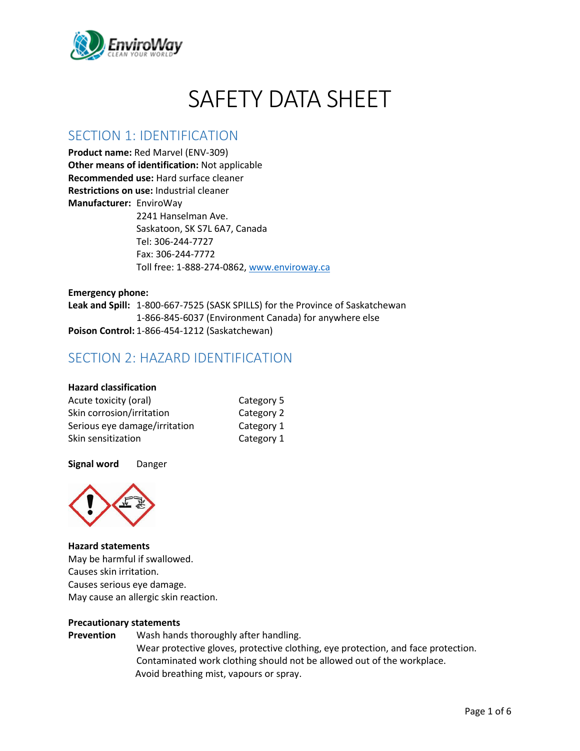# SAFETY DATA SHEET

## SECTION 1: IDENTIFICATION

**Product name:** Red Marvel (ENV-309)
**Other means of identification:** Not applicable
**Recommended use:** Hard surface cleaner
**Restrictions on use:** Industrial cleaner
**Manufacturer:** EnviroWay
2241 Hanselman Ave.
Saskatoon, SK S7L 6A7, Canada
Tel: 306-244-7727
Fax: 306-244-7772
Toll free: 1-888-274-0862, www.enviroway.ca

**Emergency phone:**
**Leak and Spill:** 1-800-667-7525 (SASK SPILLS) for the Province of Saskatchewan
1-866-845-6037 (Environment Canada) for anywhere else
**Poison Control:** 1-866-454-1212 (Saskatchewan)

## SECTION 2: HAZARD IDENTIFICATION

**Hazard classification**

| | |
|---|---|
| Acute toxicity (oral) | Category 5 |
| Skin corrosion/irritation | Category 2 |
| Serious eye damage/irritation | Category 1 |
| Skin sensitization | Category 1 |

**Signal word** Danger

**Hazard statements**
May be harmful if swallowed.
Causes skin irritation.
Causes serious eye damage.
May cause an allergic skin reaction.

**Precautionary statements**
**Prevention** Wash hands thoroughly after handling.
Wear protective gloves, protective clothing, eye protection, and face protection.
Contaminated work clothing should not be allowed out of the workplace.
Avoid breathing mist, vapours or spray.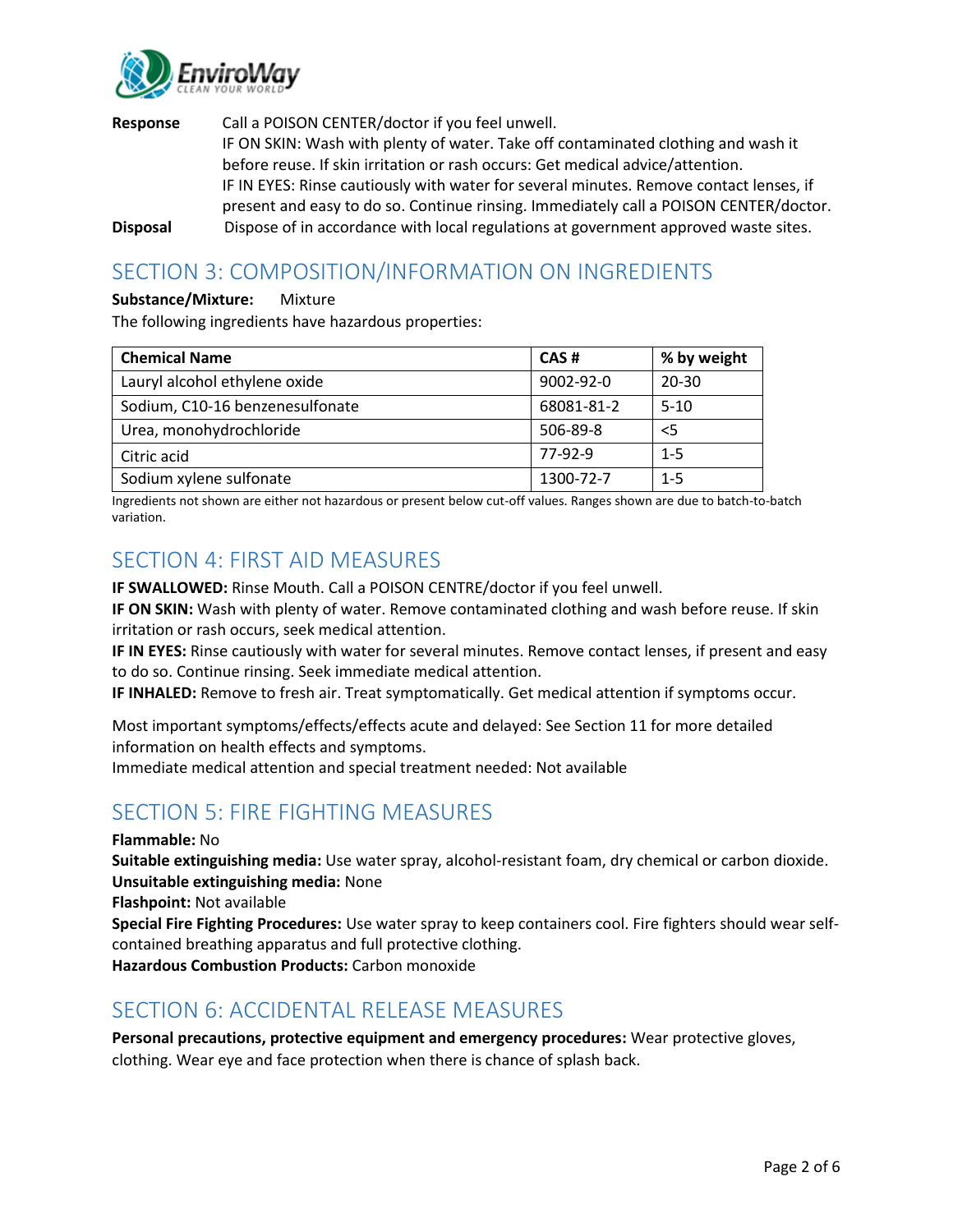**Response** Call a POISON CENTER/doctor if you feel unwell.
IF ON SKIN: Wash with plenty of water. Take off contaminated clothing and wash it before reuse. If skin irritation or rash occurs: Get medical advice/attention.
IF IN EYES: Rinse cautiously with water for several minutes. Remove contact lenses, if present and easy to do so. Continue rinsing. Immediately call a POISON CENTER/doctor.

**Disposal** Dispose of in accordance with local regulations at government approved waste sites.

## SECTION 3: COMPOSITION/INFORMATION ON INGREDIENTS

**Substance/Mixture:** Mixture

The following ingredients have hazardous properties:

| Chemical Name | CAS # | % by weight |
|---|---|---|
| Lauryl alcohol ethylene oxide | 9002-92-0 | 20-30 |
| Sodium, C10-16 benzenesulfonate | 68081-81-2 | 5-10 |
| Urea, monohydrochloride | 506-89-8 | <5 |
| Citric acid | 77-92-9 | 1-5 |
| Sodium xylene sulfonate | 1300-72-7 | 1-5 |

Ingredients not shown are either not hazardous or present below cut-off values. Ranges shown are due to batch-to-batch variation.

## SECTION 4: FIRST AID MEASURES

**IF SWALLOWED:** Rinse Mouth. Call a POISON CENTRE/doctor if you feel unwell.

**IF ON SKIN:** Wash with plenty of water. Remove contaminated clothing and wash before reuse. If skin irritation or rash occurs, seek medical attention.

**IF IN EYES:** Rinse cautiously with water for several minutes. Remove contact lenses, if present and easy to do so. Continue rinsing. Seek immediate medical attention.

**IF INHALED:** Remove to fresh air. Treat symptomatically. Get medical attention if symptoms occur.

Most important symptoms/effects/effects acute and delayed: See Section 11 for more detailed information on health effects and symptoms.

Immediate medical attention and special treatment needed: Not available

## SECTION 5: FIRE FIGHTING MEASURES

**Flammable:** No

**Suitable extinguishing media:** Use water spray, alcohol-resistant foam, dry chemical or carbon dioxide.

**Unsuitable extinguishing media:** None

**Flashpoint:** Not available

**Special Fire Fighting Procedures:** Use water spray to keep containers cool. Fire fighters should wear self-contained breathing apparatus and full protective clothing.

**Hazardous Combustion Products:** Carbon monoxide

## SECTION 6: ACCIDENTAL RELEASE MEASURES

**Personal precautions, protective equipment and emergency procedures:** Wear protective gloves, clothing. Wear eye and face protection when there is chance of splash back.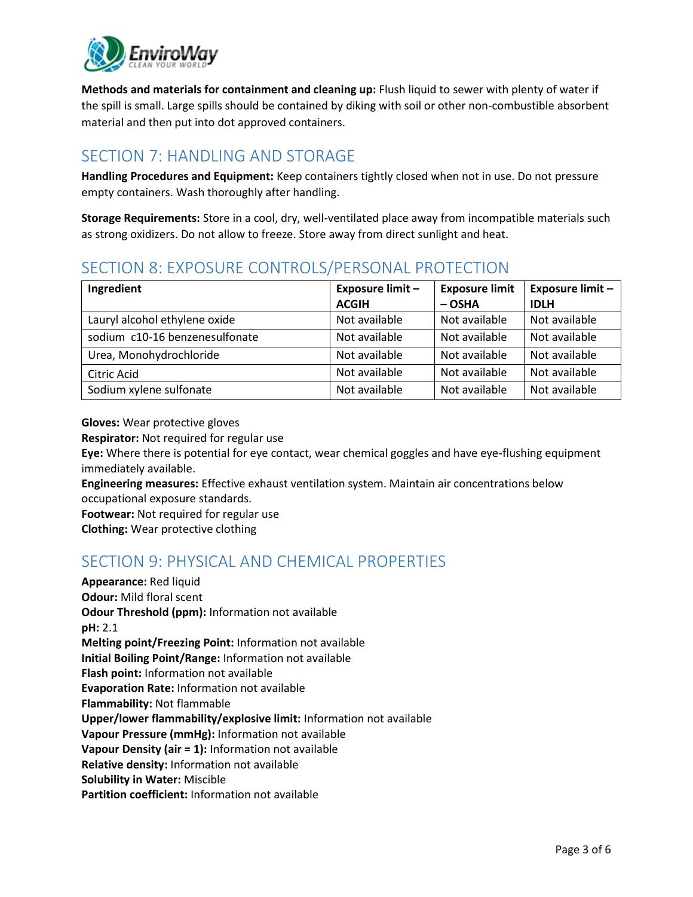**Methods and materials for containment and cleaning up:** Flush liquid to sewer with plenty of water if the spill is small. Large spills should be contained by diking with soil or other non-combustible absorbent material and then put into dot approved containers.

## SECTION 7: HANDLING AND STORAGE

**Handling Procedures and Equipment:** Keep containers tightly closed when not in use. Do not pressure empty containers. Wash thoroughly after handling.

**Storage Requirements:** Store in a cool, dry, well-ventilated place away from incompatible materials such as strong oxidizers. Do not allow to freeze. Store away from direct sunlight and heat.

## SECTION 8: EXPOSURE CONTROLS/PERSONAL PROTECTION

| Ingredient | Exposure limit – ACGIH | Exposure limit – OSHA | Exposure limit – IDLH |
|---|---|---|---|
| Lauryl alcohol ethylene oxide | Not available | Not available | Not available |
| sodium c10-16 benzenesulfonate | Not available | Not available | Not available |
| Urea, Monohydrochloride | Not available | Not available | Not available |
| Citric Acid | Not available | Not available | Not available |
| Sodium xylene sulfonate | Not available | Not available | Not available |

**Gloves:** Wear protective gloves
**Respirator:** Not required for regular use
**Eye:** Where there is potential for eye contact, wear chemical goggles and have eye-flushing equipment immediately available.
**Engineering measures:** Effective exhaust ventilation system. Maintain air concentrations below occupational exposure standards.
**Footwear:** Not required for regular use
**Clothing:** Wear protective clothing

## SECTION 9: PHYSICAL AND CHEMICAL PROPERTIES

**Appearance:** Red liquid
**Odour:** Mild floral scent
**Odour Threshold (ppm):** Information not available
**pH:** 2.1
**Melting point/Freezing Point:** Information not available
**Initial Boiling Point/Range:** Information not available
**Flash point:** Information not available
**Evaporation Rate:** Information not available
**Flammability:** Not flammable
**Upper/lower flammability/explosive limit:** Information not available
**Vapour Pressure (mmHg):** Information not available
**Vapour Density (air = 1):** Information not available
**Relative density:** Information not available
**Solubility in Water:** Miscible
**Partition coefficient:** Information not available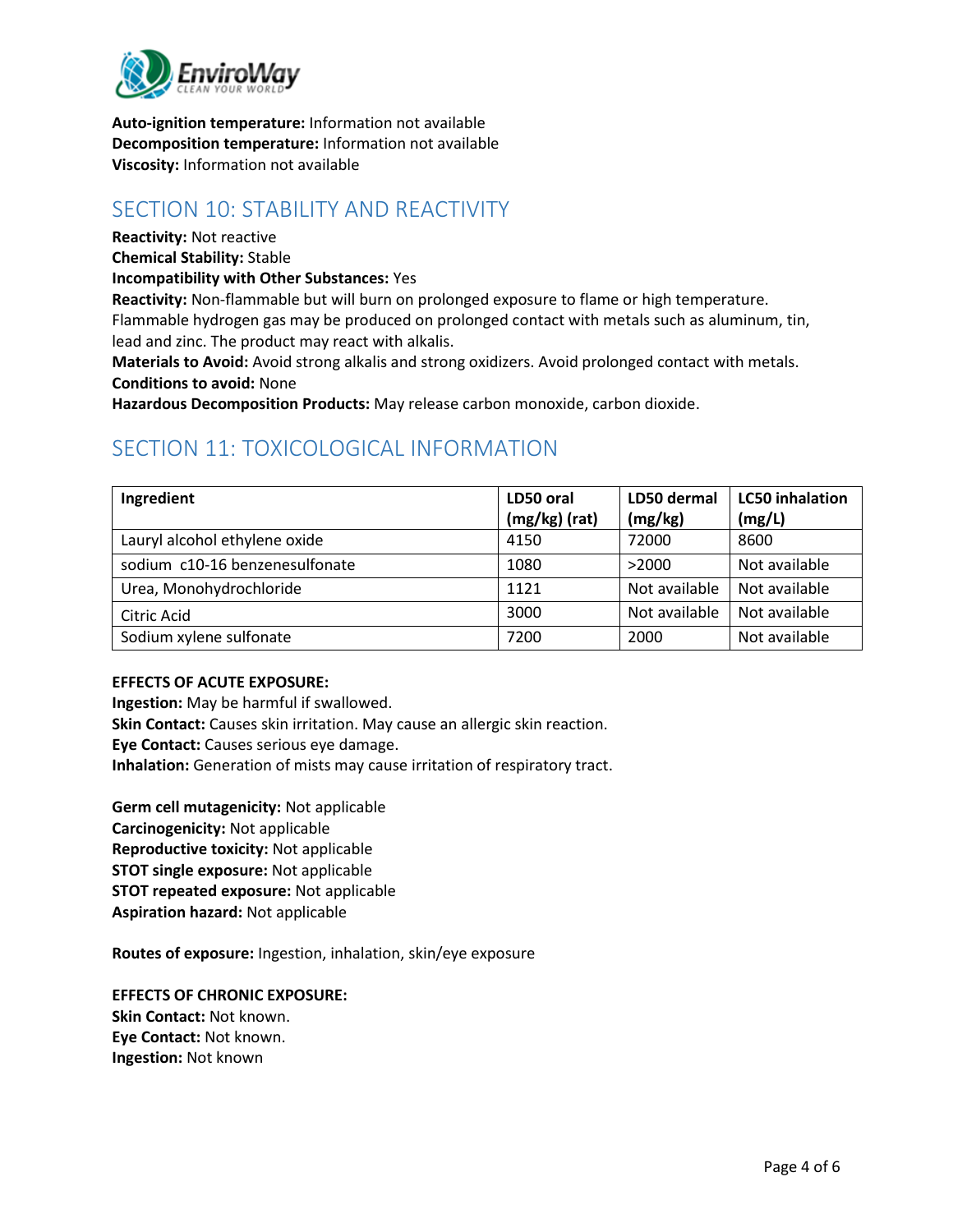**Auto-ignition temperature:** Information not available
**Decomposition temperature:** Information not available
**Viscosity:** Information not available

## SECTION 10: STABILITY AND REACTIVITY

**Reactivity:** Not reactive
**Chemical Stability:** Stable
**Incompatibility with Other Substances:** Yes
**Reactivity:** Non-flammable but will burn on prolonged exposure to flame or high temperature. Flammable hydrogen gas may be produced on prolonged contact with metals such as aluminum, tin, lead and zinc. The product may react with alkalis.
**Materials to Avoid:** Avoid strong alkalis and strong oxidizers. Avoid prolonged contact with metals.
**Conditions to avoid:** None
**Hazardous Decomposition Products:** May release carbon monoxide, carbon dioxide.

## SECTION 11: TOXICOLOGICAL INFORMATION

| Ingredient | LD50 oral (mg/kg) (rat) | LD50 dermal (mg/kg) | LC50 inhalation (mg/L) |
|---|---|---|---|
| Lauryl alcohol ethylene oxide | 4150 | 72000 | 8600 |
| sodium c10-16 benzenesulfonate | 1080 | >2000 | Not available |
| Urea, Monohydrochloride | 1121 | Not available | Not available |
| Citric Acid | 3000 | Not available | Not available |
| Sodium xylene sulfonate | 7200 | 2000 | Not available |

**EFFECTS OF ACUTE EXPOSURE:**
**Ingestion:** May be harmful if swallowed.
**Skin Contact:** Causes skin irritation. May cause an allergic skin reaction.
**Eye Contact:** Causes serious eye damage.
**Inhalation:** Generation of mists may cause irritation of respiratory tract.

**Germ cell mutagenicity:** Not applicable
**Carcinogenicity:** Not applicable
**Reproductive toxicity:** Not applicable
**STOT single exposure:** Not applicable
**STOT repeated exposure:** Not applicable
**Aspiration hazard:** Not applicable

**Routes of exposure:** Ingestion, inhalation, skin/eye exposure

**EFFECTS OF CHRONIC EXPOSURE:**
**Skin Contact:** Not known.
**Eye Contact:** Not known.
**Ingestion:** Not known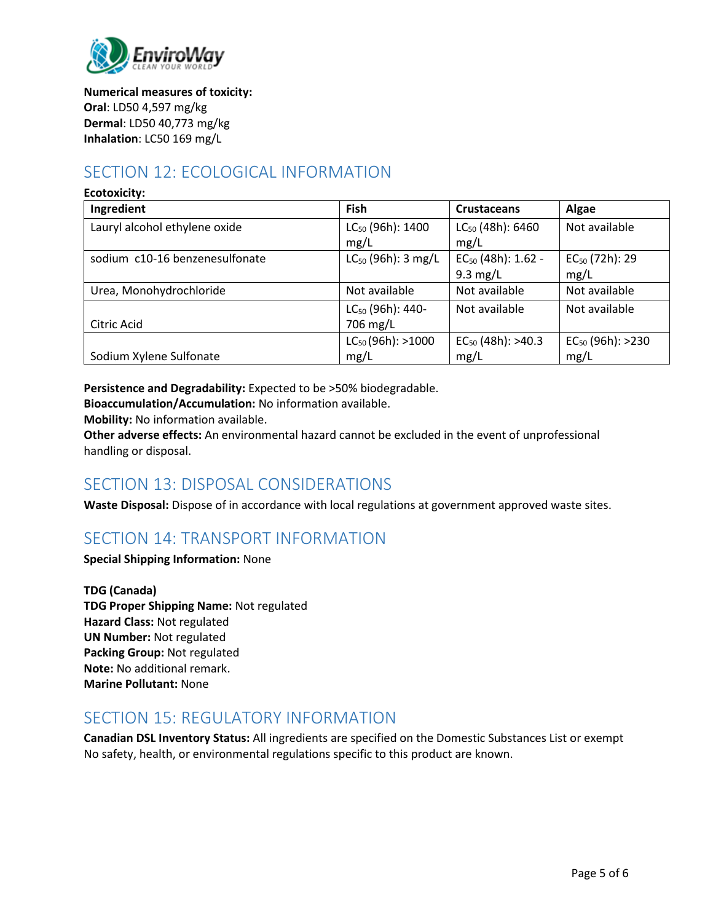**Numerical measures of toxicity:**
**Oral**: LD50 4,597 mg/kg
**Dermal**: LD50 40,773 mg/kg
**Inhalation**: LC50 169 mg/L

## SECTION 12: ECOLOGICAL INFORMATION

**Ecotoxicity:**

| Ingredient | Fish | Crustaceans | Algae |
|---|---|---|---|
| Lauryl alcohol ethylene oxide | $LC_{50}$ (96h): 1400 mg/L | $LC_{50}$ (48h): 6460 mg/L | Not available |
| sodium c10-16 benzenesulfonate | $LC_{50}$ (96h): 3 mg/L | $EC_{50}$ (48h): 1.62 - 9.3 mg/L | $EC_{50}$ (72h): 29 mg/L |
| Urea, Monohydrochloride | Not available | Not available | Not available |
| Citric Acid | $LC_{50}$ (96h): 440-706 mg/L | Not available | Not available |
| Sodium Xylene Sulfonate | $LC_{50}$ (96h): >1000 mg/L | $EC_{50}$ (48h): >40.3 mg/L | $EC_{50}$ (96h): >230 mg/L |

**Persistence and Degradability:** Expected to be >50% biodegradable.
**Bioaccumulation/Accumulation:** No information available.
**Mobility:** No information available.
**Other adverse effects:** An environmental hazard cannot be excluded in the event of unprofessional handling or disposal.

## SECTION 13: DISPOSAL CONSIDERATIONS

**Waste Disposal:** Dispose of in accordance with local regulations at government approved waste sites.

## SECTION 14: TRANSPORT INFORMATION

**Special Shipping Information:** None

**TDG (Canada)**
**TDG Proper Shipping Name:** Not regulated
**Hazard Class:** Not regulated
**UN Number:** Not regulated
**Packing Group:** Not regulated
**Note:** No additional remark.
**Marine Pollutant:** None

## SECTION 15: REGULATORY INFORMATION

**Canadian DSL Inventory Status:** All ingredients are specified on the Domestic Substances List or exempt
No safety, health, or environmental regulations specific to this product are known.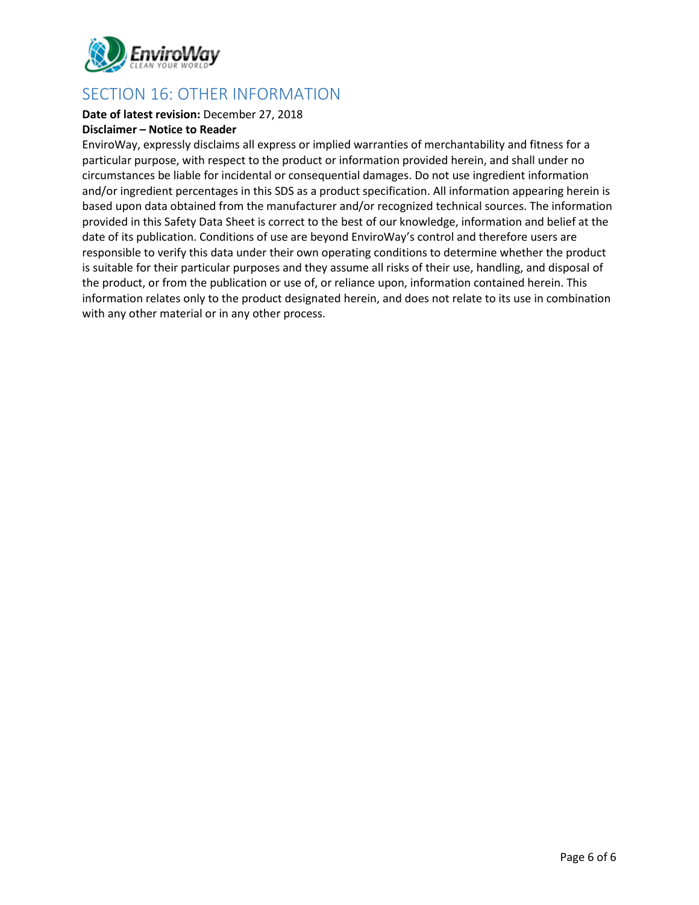## SECTION 16: OTHER INFORMATION

**Date of latest revision:** December 27, 2018

**Disclaimer – Notice to Reader**

EnviroWay, expressly disclaims all express or implied warranties of merchantability and fitness for a particular purpose, with respect to the product or information provided herein, and shall under no circumstances be liable for incidental or consequential damages. Do not use ingredient information and/or ingredient percentages in this SDS as a product specification. All information appearing herein is based upon data obtained from the manufacturer and/or recognized technical sources. The information provided in this Safety Data Sheet is correct to the best of our knowledge, information and belief at the date of its publication. Conditions of use are beyond EnviroWay's control and therefore users are responsible to verify this data under their own operating conditions to determine whether the product is suitable for their particular purposes and they assume all risks of their use, handling, and disposal of the product, or from the publication or use of, or reliance upon, information contained herein. This information relates only to the product designated herein, and does not relate to its use in combination with any other material or in any other process.